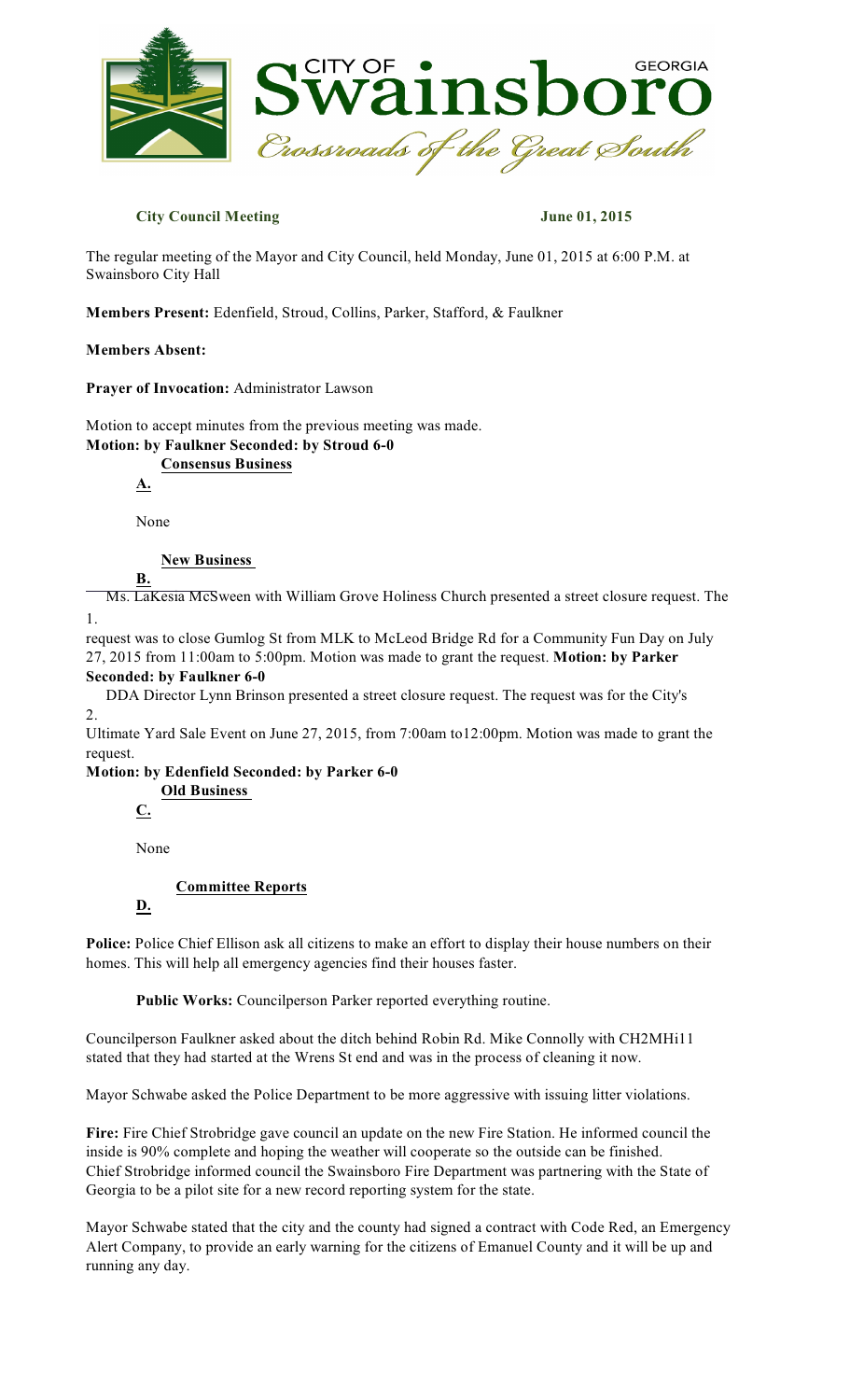**City Council Meeting** **June 01, 2015**

The regular meeting of the Mayor and City Council, held Monday, June 01, 2015 at 6:00 P.M. at Swainsboro City Hall

**Members Present:** Edenfield, Stroud, Collins, Parker, Stafford, & Faulkner

**Members Absent:**

**Prayer of Invocation:** Administrator Lawson

Motion to accept minutes from the previous meeting was made.
**Motion: by Faulkner Seconded: by Stroud 6-0**

**A. Consensus Business**

None

**B. New Business**

1. Ms. LaKesia McSween with William Grove Holiness Church presented a street closure request. The request was to close Gumlog St from MLK to McLeod Bridge Rd for a Community Fun Day on July 27, 2015 from 11:00am to 5:00pm. Motion was made to grant the request. **Motion: by Parker Seconded: by Faulkner 6-0**

2. DDA Director Lynn Brinson presented a street closure request. The request was for the City's Ultimate Yard Sale Event on June 27, 2015, from 7:00am to12:00pm. Motion was made to grant the request.
**Motion: by Edenfield Seconded: by Parker 6-0**

**C. Old Business**

None

**D. Committee Reports**

**Police:** Police Chief Ellison ask all citizens to make an effort to display their house numbers on their homes. This will help all emergency agencies find their houses faster.

**Public Works:** Councilperson Parker reported everything routine.

Councilperson Faulkner asked about the ditch behind Robin Rd. Mike Connolly with CH2MHi11 stated that they had started at the Wrens St end and was in the process of cleaning it now.

Mayor Schwabe asked the Police Department to be more aggressive with issuing litter violations.

**Fire:** Fire Chief Strobridge gave council an update on the new Fire Station. He informed council the inside is 90% complete and hoping the weather will cooperate so the outside can be finished. Chief Strobridge informed council the Swainsboro Fire Department was partnering with the State of Georgia to be a pilot site for a new record reporting system for the state.

Mayor Schwabe stated that the city and the county had signed a contract with Code Red, an Emergency Alert Company, to provide an early warning for the citizens of Emanuel County and it will be up and running any day.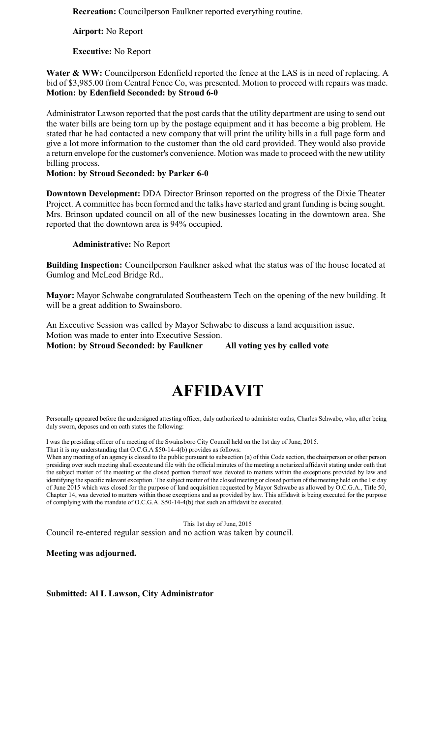**Recreation:** Councilperson Faulkner reported everything routine.

**Airport:** No Report

**Executive:** No Report

**Water & WW:** Councilperson Edenfield reported the fence at the LAS is in need of replacing. A bid of $3,985.00 from Central Fence Co, was presented. Motion to proceed with repairs was made.
**Motion: by Edenfield Seconded: by Stroud 6-0**

Administrator Lawson reported that the post cards that the utility department are using to send out the water bills are being torn up by the postage equipment and it has become a big problem. He stated that he had contacted a new company that will print the utility bills in a full page form and give a lot more information to the customer than the old card provided. They would also provide a return envelope for the customer's convenience. Motion was made to proceed with the new utility billing process.
**Motion: by Stroud Seconded: by Parker 6-0**

**Downtown Development:** DDA Director Brinson reported on the progress of the Dixie Theater Project. A committee has been formed and the talks have started and grant funding is being sought. Mrs. Brinson updated council on all of the new businesses locating in the downtown area. She reported that the downtown area is 94% occupied.

**Administrative:** No Report

**Building Inspection:** Councilperson Faulkner asked what the status was of the house located at Gumlog and McLeod Bridge Rd..

**Mayor:** Mayor Schwabe congratulated Southeastern Tech on the opening of the new building. It will be a great addition to Swainsboro.

An Executive Session was called by Mayor Schwabe to discuss a land acquisition issue.
Motion was made to enter into Executive Session.
**Motion: by Stroud Seconded: by Faulkner All voting yes by called vote**

# AFFIDAVIT

Personally appeared before the undersigned attesting officer, duly authorized to administer oaths, Charles Schwabe, who, after being duly sworn, deposes and on oath states the following:

I was the presiding officer of a meeting of the Swainsboro City Council held on the 1st day of June, 2015.
That it is my understanding that O.C.G.A $50-14-4(b) provides as follows:
When any meeting of an agency is closed to the public pursuant to subsection (a) of this Code section, the chairperson or other person presiding over such meeting shall execute and file with the official minutes of the meeting a notarized affidavit stating under oath that the subject matter of the meeting or the closed portion thereof was devoted to matters within the exceptions provided by law and identifying the specific relevant exception. The subject matter of the closed meeting or closed portion of the meeting held on the 1st day of June 2015 which was closed for the purpose of land acquisition requested by Mayor Schwabe as allowed by O.C.G.A., Title 50, Chapter 14, was devoted to matters within those exceptions and as provided by law. This affidavit is being executed for the purpose of complying with the mandate of O.C.G.A. S50-14-4(b) that such an affidavit be executed.

This 1st day of June, 2015

Council re-entered regular session and no action was taken by council.

**Meeting was adjourned.**

**Submitted: Al L Lawson, City Administrator**